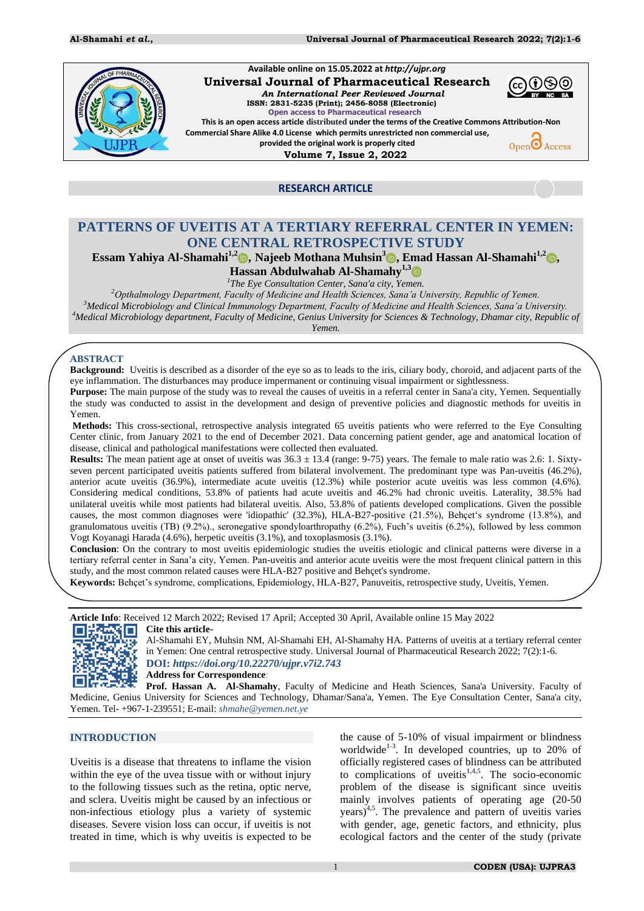Available online on 15.05.2022 at http://ujpr.org

**Universal Journal of Pharmaceutical Research**

*An International Peer Reviewed Journal*

**ISSN: 2831-5235 (Print); 2456-8058 (Electronic)**

Open access to Pharmaceutical research

This is an open access article distributed under the terms of the Creative Commons Attribution-Non Commercial Share Alike 4.0 License which permits unrestricted non commercial use, provided the original work is properly cited

**Volume 7, Issue 2, 2022**

**RESEARCH ARTICLE**

# PATTERNS OF UVEITIS AT A TERTIARY REFERRAL CENTER IN YEMEN: ONE CENTRAL RETROSPECTIVE STUDY

**Essam Yahiya Al-Shamahi[1,2], Najeeb Mothana Muhsin[3], Emad Hassan Al-Shamahi[1,2], Hassan Abdulwahab Al-Shamahy[1,3]**

[1]*The Eye Consultation Center, Sana'a city, Yemen.*

[2]*Opthalmology Department, Faculty of Medicine and Health Sciences, Sana'a University, Republic of Yemen.*

[3]*Medical Microbiology and Clinical Immunology Department, Faculty of Medicine and Health Sciences, Sana'a University.*

[4]*Medical Microbiology department, Faculty of Medicine, Genius University for Sciences & Technology, Dhamar city, Republic of Yemen.*

## ABSTRACT

**Background:** Uveitis is described as a disorder of the eye so as to leads to the iris, ciliary body, choroid, and adjacent parts of the eye inflammation. The disturbances may produce impermanent or continuing visual impairment or sightlessness.

**Purpose:** The main purpose of the study was to reveal the causes of uveitis in a referral center in Sana'a city, Yemen. Sequentially the study was conducted to assist in the development and design of preventive policies and diagnostic methods for uveitis in Yemen.

**Methods:** This cross-sectional, retrospective analysis integrated 65 uveitis patients who were referred to the Eye Consulting Center clinic, from January 2021 to the end of December 2021. Data concerning patient gender, age and anatomical location of disease, clinical and pathological manifestations were collected then evaluated.

**Results:** The mean patient age at onset of uveitis was 36.3 ± 13.4 (range: 9-75) years. The female to male ratio was 2.6: 1. Sixty-seven percent participated uveitis patients suffered from bilateral involvement. The predominant type was Pan-uveitis (46.2%), anterior acute uveitis (36.9%), intermediate acute uveitis (12.3%) while posterior acute uveitis was less common (4.6%). Considering medical conditions, 53.8% of patients had acute uveitis and 46.2% had chronic uveitis. Laterality, 38.5% had unilateral uveitis while most patients had bilateral uveitis. Also, 53.8% of patients developed complications. Given the possible causes, the most common diagnoses were 'idiopathic' (32.3%), HLA-B27-positive (21.5%), Behçet's syndrome (13.8%), and granulomatous uveitis (TB) (9.2%)., seronegative spondyloarthropathy (6.2%), Fuch's uveitis (6.2%), followed by less common Vogt Koyanagi Harada (4.6%), herpetic uveitis (3.1%), and toxoplasmosis (3.1%).

**Conclusion**: On the contrary to most uveitis epidemiologic studies the uveitis etiologic and clinical patterns were diverse in a tertiary referral center in Sana'a city, Yemen. Pan-uveitis and anterior acute uveitis were the most frequent clinical pattern in this study, and the most common related causes were HLA-B27 positive and Behçet's syndrome.

**Keywords:** Behçet's syndrome, complications, Epidemiology, HLA-B27, Panuveitis, retrospective study, Uveitis, Yemen.

**Article Info**: Received 12 March 2022; Revised 17 April; Accepted 30 April, Available online 15 May 2022

**Cite this article-**

Al-Shamahi EY, Muhsin NM, Al-Shamahi EH, Al-Shamahy HA. Patterns of uveitis at a tertiary referral center in Yemen: One central retrospective study. Universal Journal of Pharmaceutical Research 2022; 7(2):1-6.

**DOI:** ***https://doi.org/10.22270/ujpr.v7i2.743***

**Address for Correspondence**:

**Prof. Hassan A. Al-Shamahy**, Faculty of Medicine and Heath Sciences, Sana'a University. Faculty of Medicine, Genius University for Sciences and Technology, Dhamar/Sana'a, Yemen. The Eye Consultation Center, Sana'a city, Yemen. Tel- +967-1-239551; E-mail: *shmahe@yemen.net.ye*

## INTRODUCTION

Uveitis is a disease that threatens to inflame the vision within the eye of the uvea tissue with or without injury to the following tissues such as the retina, optic nerve, and sclera. Uveitis might be caused by an infectious or non-infectious etiology plus a variety of systemic diseases. Severe vision loss can occur, if uveitis is not treated in time, which is why uveitis is expected to be the cause of 5-10% of visual impairment or blindness worldwide[1-3]. In developed countries, up to 20% of officially registered cases of blindness can be attributed to complications of uveitis[1,4,5]. The socio-economic problem of the disease is significant since uveitis mainly involves patients of operating age (20-50 years)[4,5]. The prevalence and pattern of uveitis varies with gender, age, genetic factors, and ethnicity, plus ecological factors and the center of the study (private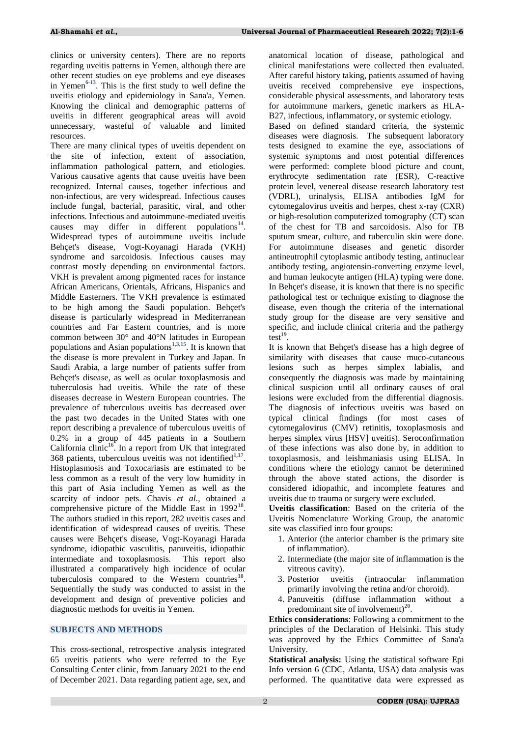clinics or university centers). There are no reports regarding uveitis patterns in Yemen, although there are other recent studies on eye problems and eye diseases in Yemen[6-13]. This is the first study to well define the uveitis etiology and epidemiology in Sana'a, Yemen. Knowing the clinical and demographic patterns of uveitis in different geographical areas will avoid unnecessary, wasteful of valuable and limited resources.

There are many clinical types of uveitis dependent on the site of infection, extent of association, inflammation pathological pattern, and etiologies. Various causative agents that cause uveitis have been recognized. Internal causes, together infectious and non-infectious, are very widespread. Infectious causes include fungal, bacterial, parasitic, viral, and other infections. Infectious and autoimmune-mediated uveitis causes may differ in different populations[14]. Widespread types of autoimmune uveitis include Behçet's disease, Vogt-Koyanagi Harada (VKH) syndrome and sarcoidosis. Infectious causes may contrast mostly depending on environmental factors. VKH is prevalent among pigmented races for instance African Americans, Orientals, Africans, Hispanics and Middle Easterners. The VKH prevalence is estimated to be high among the Saudi population. Behçet's disease is particularly widespread in Mediterranean countries and Far Eastern countries, and is more common between 30° and 40°N latitudes in European populations and Asian populations[1,3,15]. It is known that the disease is more prevalent in Turkey and Japan. In Saudi Arabia, a large number of patients suffer from Behçet's disease, as well as ocular toxoplasmosis and tuberculosis had uveitis. While the rate of these diseases decrease in Western European countries. The prevalence of tuberculous uveitis has decreased over the past two decades in the United States with one report describing a prevalence of tuberculous uveitis of 0.2% in a group of 445 patients in a Southern California clinic[16]. In a report from UK that integrated 368 patients, tuberculous uveitis was not identified[1,17]. Histoplasmosis and Toxocariasis are estimated to be less common as a result of the very low humidity in this part of Asia including Yemen as well as the scarcity of indoor pets. Chavis *et al.*, obtained a comprehensive picture of the Middle East in 1992[18]. The authors studied in this report, 282 uveitis cases and identification of widespread causes of uveitis. These causes were Behçet's disease, Vogt-Koyanagi Harada syndrome, idiopathic vasculitis, panuveitis, idiopathic intermediate and toxoplasmosis. This report also illustrated a comparatively high incidence of ocular tuberculosis compared to the Western countries[18]. Sequentially the study was conducted to assist in the development and design of preventive policies and diagnostic methods for uveitis in Yemen.

## SUBJECTS AND METHODS

This cross-sectional, retrospective analysis integrated 65 uveitis patients who were referred to the Eye Consulting Center clinic, from January 2021 to the end of December 2021. Data regarding patient age, sex, and anatomical location of disease, pathological and clinical manifestations were collected then evaluated. After careful history taking, patients assumed of having uveitis received comprehensive eye inspections, considerable physical assessments, and laboratory tests for autoimmune markers, genetic markers as HLA-B27, infectious, inflammatory, or systemic etiology.

Based on defined standard criteria, the systemic diseases were diagnosis. The subsequent laboratory tests designed to examine the eye, associations of systemic symptoms and most potential differences were performed: complete blood picture and count, erythrocyte sedimentation rate (ESR), C-reactive protein level, venereal disease research laboratory test (VDRL), urinalysis, ELISA antibodies IgM for cytomegalovirus uveitis and herpes, chest x-ray (CXR) or high-resolution computerized tomography (CT) scan of the chest for TB and sarcoidosis. Also for TB sputum smear, culture, and tuberculin skin were done. For autoimmune diseases and genetic disorder antineutrophil cytoplasmic antibody testing, antinuclear antibody testing, angiotensin-converting enzyme level, and human leukocyte antigen (HLA) typing were done. In Behçet's disease, it is known that there is no specific pathological test or technique existing to diagnose the disease, even though the criteria of the international study group for the disease are very sensitive and specific, and include clinical criteria and the pathergy test[19].

It is known that Behçet's disease has a high degree of similarity with diseases that cause muco-cutaneous lesions such as herpes simplex labialis, and consequently the diagnosis was made by maintaining clinical suspicion until all ordinary causes of oral lesions were excluded from the differential diagnosis. The diagnosis of infectious uveitis was based on typical clinical findings (for most cases of cytomegalovirus (CMV) retinitis, toxoplasmosis and herpes simplex virus [HSV] uveitis). Seroconfirmation of these infections was also done by, in addition to toxoplasmosis, and leishmaniasis using ELISA. In conditions where the etiology cannot be determined through the above stated actions, the disorder is considered idiopathic, and incomplete features and uveitis due to trauma or surgery were excluded.

**Uveitis classification**: Based on the criteria of the Uveitis Nomenclature Working Group, the anatomic site was classified into four groups:

1. Anterior (the anterior chamber is the primary site of inflammation).
2. Intermediate (the major site of inflammation is the vitreous cavity).
3. Posterior uveitis (intraocular inflammation primarily involving the retina and/or choroid).
4. Panuveitis (diffuse inflammation without a predominant site of involvement)[20].

**Ethics considerations**: Following a commitment to the principles of the Declaration of Helsinki. This study was approved by the Ethics Committee of Sana'a University.

**Statistical analysis:** Using the statistical software Epi Info version 6 (CDC, Atlanta, USA) data analysis was performed. The quantitative data were expressed as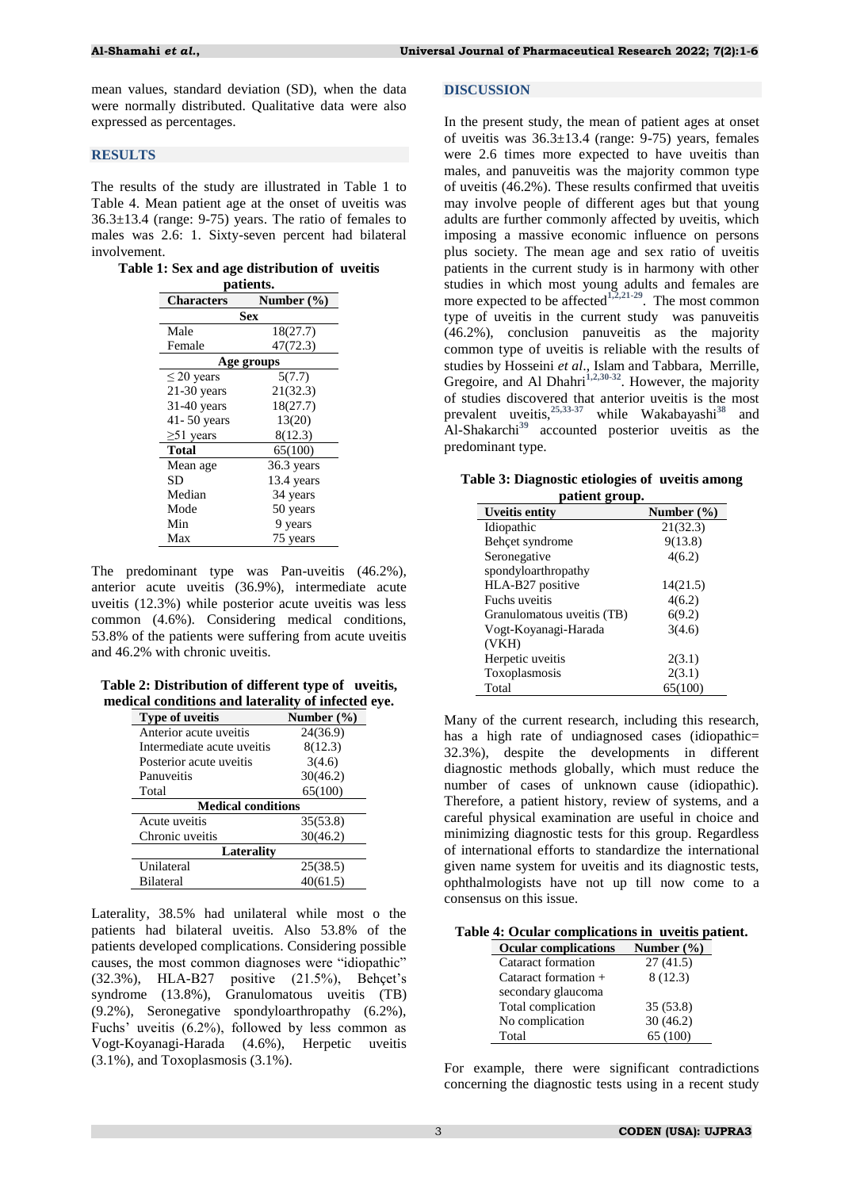mean values, standard deviation (SD), when the data were normally distributed. Qualitative data were also expressed as percentages.

## RESULTS

The results of the study are illustrated in Table 1 to Table 4. Mean patient age at the onset of uveitis was 36.3±13.4 (range: 9-75) years. The ratio of females to males was 2.6: 1. Sixty-seven percent had bilateral involvement.

**Table 1: Sex and age distribution of uveitis patients.**

| Characters | Number (%) |
|---|---|
| **Sex** | |
| Male | 18(27.7) |
| Female | 47(72.3) |
| **Age groups** | |
| ≤ 20 years | 5(7.7) |
| 21-30 years | 21(32.3) |
| 31-40 years | 18(27.7) |
| 41- 50 years | 13(20) |
| ≥51 years | 8(12.3) |
| **Total** | 65(100) |
| Mean age | 36.3 years |
| SD | 13.4 years |
| Median | 34 years |
| Mode | 50 years |
| Min | 9 years |
| Max | 75 years |

The predominant type was Pan-uveitis (46.2%), anterior acute uveitis (36.9%), intermediate acute uveitis (12.3%) while posterior acute uveitis was less common (4.6%). Considering medical conditions, 53.8% of the patients were suffering from acute uveitis and 46.2% with chronic uveitis.

**Table 2: Distribution of different type of uveitis, medical conditions and laterality of infected eye.**

| Type of uveitis | Number (%) |
|---|---|
| Anterior acute uveitis | 24(36.9) |
| Intermediate acute uveitis | 8(12.3) |
| Posterior acute uveitis | 3(4.6) |
| Panuveitis | 30(46.2) |
| Total | 65(100) |
| **Medical conditions** | |
| Acute uveitis | 35(53.8) |
| Chronic uveitis | 30(46.2) |
| **Laterality** | |
| Unilateral | 25(38.5) |
| Bilateral | 40(61.5) |

Laterality, 38.5% had unilateral while most o the patients had bilateral uveitis. Also 53.8% of the patients developed complications. Considering possible causes, the most common diagnoses were "idiopathic" (32.3%), HLA-B27 positive (21.5%), Behçet's syndrome (13.8%), Granulomatous uveitis (TB) (9.2%), Seronegative spondyloarthropathy (6.2%), Fuchs' uveitis (6.2%), followed by less common as Vogt-Koyanagi-Harada (4.6%), Herpetic uveitis (3.1%), and Toxoplasmosis (3.1%).

## DISCUSSION

In the present study, the mean of patient ages at onset of uveitis was 36.3±13.4 (range: 9-75) years, females were 2.6 times more expected to have uveitis than males, and panuveitis was the majority common type of uveitis (46.2%). These results confirmed that uveitis may involve people of different ages but that young adults are further commonly affected by uveitis, which imposing a massive economic influence on persons plus society. The mean age and sex ratio of uveitis patients in the current study is in harmony with other studies in which most young adults and females are more expected to be affected[1,2,21-29]. The most common type of uveitis in the current study was panuveitis (46.2%), conclusion panuveitis as the majority common type of uveitis is reliable with the results of studies by Hosseini *et al*., Islam and Tabbara, Merrille, Gregoire, and Al Dhahri[1,2,30-32]. However, the majority of studies discovered that anterior uveitis is the most prevalent uveitis,[25,33-37] while Wakabayashi[38] and Al-Shakarchi[39] accounted posterior uveitis as the predominant type.

**Table 3: Diagnostic etiologies of uveitis among patient group.**

| Uveitis entity | Number (%) |
|---|---|
| Idiopathic | 21(32.3) |
| Behçet syndrome | 9(13.8) |
| Seronegative spondyloarthropathy | 4(6.2) |
| HLA-B27 positive | 14(21.5) |
| Fuchs uveitis | 4(6.2) |
| Granulomatous uveitis (TB) | 6(9.2) |
| Vogt-Koyanagi-Harada (VKH) | 3(4.6) |
| Herpetic uveitis | 2(3.1) |
| Toxoplasmosis | 2(3.1) |
| Total | 65(100) |

Many of the current research, including this research, has a high rate of undiagnosed cases (idiopathic= 32.3%), despite the developments in different diagnostic methods globally, which must reduce the number of cases of unknown cause (idiopathic). Therefore, a patient history, review of systems, and a careful physical examination are useful in choice and minimizing diagnostic tests for this group. Regardless of international efforts to standardize the international given name system for uveitis and its diagnostic tests, ophthalmologists have not up till now come to a consensus on this issue.

**Table 4: Ocular complications in uveitis patient.**

| Ocular complications | Number (%) |
|---|---|
| Cataract formation | 27 (41.5) |
| Cataract formation + secondary glaucoma | 8 (12.3) |
| Total complication | 35 (53.8) |
| No complication | 30 (46.2) |
| Total | 65 (100) |

For example, there were significant contradictions concerning the diagnostic tests using in a recent study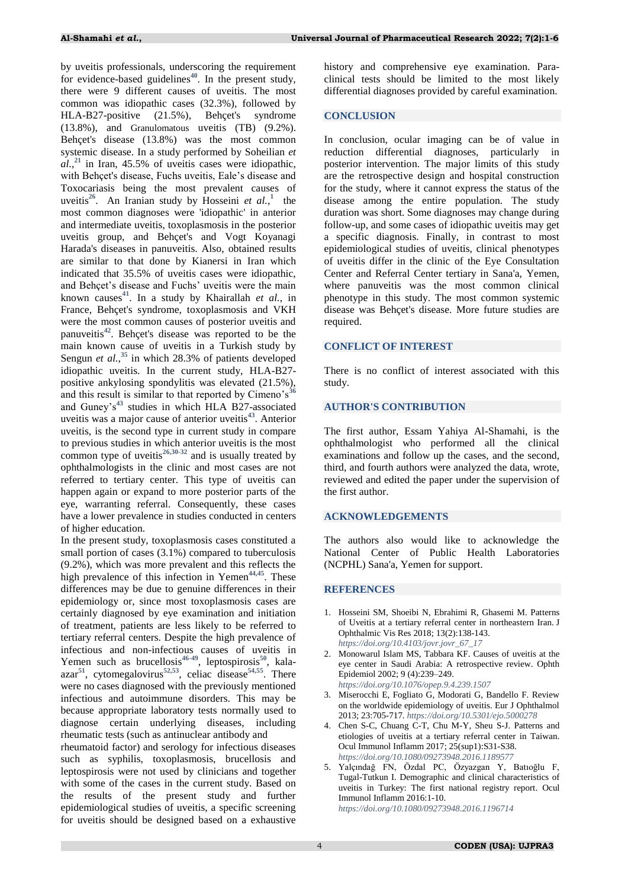by uveitis professionals, underscoring the requirement for evidence-based guidelines[40]. In the present study, there were 9 different causes of uveitis. The most common was idiopathic cases (32.3%), followed by HLA-B27-positive (21.5%), Behçet's syndrome (13.8%), and Granulomatous uveitis (TB) (9.2%). Behçet's disease (13.8%) was the most common systemic disease. In a study performed by Soheilian *et al.*,[21] in Iran, 45.5% of uveitis cases were idiopathic, with Behçet's disease, Fuchs uveitis, Eale's disease and Toxocariasis being the most prevalent causes of uveitis[26]. An Iranian study by Hosseini *et al.*,[1] the most common diagnoses were 'idiopathic' in anterior and intermediate uveitis, toxoplasmosis in the posterior uveitis group, and Behçet's and Vogt Koyanagi Harada's diseases in panuveitis. Also, obtained results are similar to that done by Kianersi in Iran which indicated that 35.5% of uveitis cases were idiopathic, and Behçet's disease and Fuchs' uveitis were the main known causes[41]. In a study by Khairallah *et al.*, in France, Behçet's syndrome, toxoplasmosis and VKH were the most common causes of posterior uveitis and panuveitis[42]. Behçet's disease was reported to be the main known cause of uveitis in a Turkish study by Sengun *et al.*,[35] in which 28.3% of patients developed idiopathic uveitis. In the current study, HLA-B27-positive ankylosing spondylitis was elevated (21.5%), and this result is similar to that reported by Cimeno's[36] and Guney's[43] studies in which HLA B27-associated uveitis was a major cause of anterior uveitis[43]. Anterior uveitis, is the second type in current study in compare to previous studies in which anterior uveitis is the most common type of uveitis[26,30-32] and is usually treated by ophthalmologists in the clinic and most cases are not referred to tertiary center. This type of uveitis can happen again or expand to more posterior parts of the eye, warranting referral. Consequently, these cases have a lower prevalence in studies conducted in centers of higher education.

In the present study, toxoplasmosis cases constituted a small portion of cases (3.1%) compared to tuberculosis (9.2%), which was more prevalent and this reflects the high prevalence of this infection in Yemen[44,45]. These differences may be due to genuine differences in their epidemiology or, since most toxoplasmosis cases are certainly diagnosed by eye examination and initiation of treatment, patients are less likely to be referred to tertiary referral centers. Despite the high prevalence of infectious and non-infectious causes of uveitis in Yemen such as brucellosis[46-49], leptospirosis[50], kala-azar[51], cytomegalovirus[52,53], celiac disease[54,55]. There were no cases diagnosed with the previously mentioned infectious and autoimmune disorders. This may be because appropriate laboratory tests normally used to diagnose certain underlying diseases, including rheumatic tests (such as antinuclear antibody and rheumatoid factor) and serology for infectious diseases such as syphilis, toxoplasmosis, brucellosis and leptospirosis were not used by clinicians and together with some of the cases in the current study. Based on the results of the present study and further epidemiological studies of uveitis, a specific screening for uveitis should be designed based on a exhaustive history and comprehensive eye examination. Para-clinical tests should be limited to the most likely differential diagnoses provided by careful examination.

## CONCLUSION

In conclusion, ocular imaging can be of value in reduction differential diagnoses, particularly in posterior intervention. The major limits of this study are the retrospective design and hospital construction for the study, where it cannot express the status of the disease among the entire population. The study duration was short. Some diagnoses may change during follow-up, and some cases of idiopathic uveitis may get a specific diagnosis. Finally, in contrast to most epidemiological studies of uveitis, clinical phenotypes of uveitis differ in the clinic of the Eye Consultation Center and Referral Center tertiary in Sana'a, Yemen, where panuveitis was the most common clinical phenotype in this study. The most common systemic disease was Behçet's disease. More future studies are required.

## CONFLICT OF INTEREST

There is no conflict of interest associated with this study.

## AUTHOR'S CONTRIBUTION

The first author, Essam Yahiya Al-Shamahi, is the ophthalmologist who performed all the clinical examinations and follow up the cases, and the second, third, and fourth authors were analyzed the data, wrote, reviewed and edited the paper under the supervision of the first author.

## ACKNOWLEDGEMENTS

The authors also would like to acknowledge the National Center of Public Health Laboratories (NCPHL) Sana'a, Yemen for support.

## REFERENCES

1. Hosseini SM, Shoeibi N, Ebrahimi R, Ghasemi M. Patterns of Uveitis at a tertiary referral center in northeastern Iran. J Ophthalmic Vis Res 2018; 13(2):138-143. *https://doi.org/10.4103/jovr.jovr_67_17*
2. Monowarul Islam MS, Tabbara KF. Causes of uveitis at the eye center in Saudi Arabia: A retrospective review. Ophth Epidemiol 2002; 9 (4):239–249. *https://doi.org/10.1076/opep.9.4.239.1507*
3. Miserocchi E, Fogliato G, Modorati G, Bandello F. Review on the worldwide epidemiology of uveitis. Eur J Ophthalmol 2013; 23:705-717. *https://doi.org/10.5301/ejo.5000278*
4. Chen S-C, Chuang C-T, Chu M-Y, Sheu S-J. Patterns and etiologies of uveitis at a tertiary referral center in Taiwan. Ocul Immunol Inflamm 2017; 25(sup1):S31-S38. *https://doi.org/10.1080/09273948.2016.1189577*
5. Yalçındağ FN, Özdal PC, Özyazgan Y, Batıoğlu F, Tugal-Tutkun I. Demographic and clinical characteristics of uveitis in Turkey: The first national registry report. Ocul Immunol Inflamm 2016:1-10. *https://doi.org/10.1080/09273948.2016.1196714*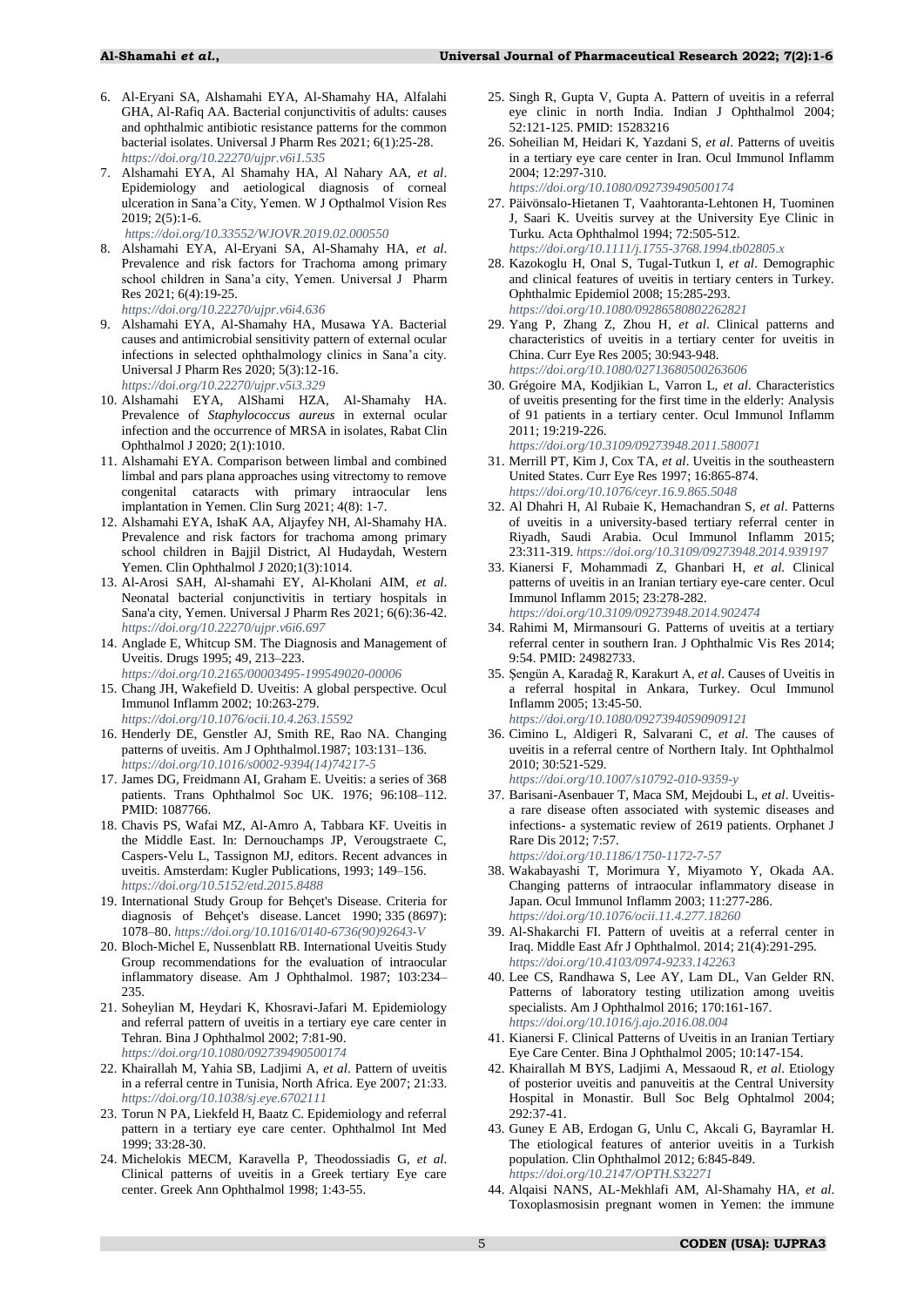6. Al-Eryani SA, Alshamahi EYA, Al-Shamahy HA, Alfalahi GHA, Al-Rafiq AA. Bacterial conjunctivitis of adults: causes and ophthalmic antibiotic resistance patterns for the common bacterial isolates. Universal J Pharm Res 2021; 6(1):25-28. *https://doi.org/10.22270/ujpr.v6i1.535*
7. Alshamahi EYA, Al Shamahy HA, Al Nahary AA, *et al*. Epidemiology and aetiological diagnosis of corneal ulceration in Sana'a City, Yemen. W J Opthalmol Vision Res 2019; 2(5):1-6. *https://doi.org/10.33552/WJOVR.2019.02.000550*
8. Alshamahi EYA, Al-Eryani SA, Al-Shamahy HA, *et al*. Prevalence and risk factors for Trachoma among primary school children in Sana'a city, Yemen. Universal J Pharm Res 2021; 6(4):19-25. *https://doi.org/10.22270/ujpr.v6i4.636*
9. Alshamahi EYA, Al-Shamahy HA, Musawa YA. Bacterial causes and antimicrobial sensitivity pattern of external ocular infections in selected ophthalmology clinics in Sana'a city. Universal J Pharm Res 2020; 5(3):12-16. *https://doi.org/10.22270/ujpr.v5i3.329*
10. Alshamahi EYA, AlShami HZA, Al-Shamahy HA. Prevalence of *Staphylococcus aureus* in external ocular infection and the occurrence of MRSA in isolates, Rabat Clin Ophthalmol J 2020; 2(1):1010.
11. Alshamahi EYA. Comparison between limbal and combined limbal and pars plana approaches using vitrectomy to remove congenital cataracts with primary intraocular lens implantation in Yemen. Clin Surg 2021; 4(8): 1-7.
12. Alshamahi EYA, IshaK AA, Aljayfey NH, Al-Shamahy HA. Prevalence and risk factors for trachoma among primary school children in Bajjil District, Al Hudaydah, Western Yemen. Clin Ophthalmol J 2020;1(3):1014.
13. Al-Arosi SAH, Al-shamahi EY, Al-Kholani AIM, *et al*. Neonatal bacterial conjunctivitis in tertiary hospitals in Sana'a city, Yemen. Universal J Pharm Res 2021; 6(6):36-42. *https://doi.org/10.22270/ujpr.v6i6.697*
14. Anglade E, Whitcup SM. The Diagnosis and Management of Uveitis. Drugs 1995; 49, 213–223. *https://doi.org/10.2165/00003495-199549020-00006*
15. Chang JH, Wakefield D. Uveitis: A global perspective. Ocul Immunol Inflamm 2002; 10:263-279. *https://doi.org/10.1076/ocii.10.4.263.15592*
16. Henderly DE, Genstler AJ, Smith RE, Rao NA. Changing patterns of uveitis. Am J Ophthalmol.1987; 103:131–136. *https://doi.org/10.1016/s0002-9394(14)74217-5*
17. James DG, Freidmann AI, Graham E. Uveitis: a series of 368 patients. Trans Ophthalmol Soc UK. 1976; 96:108–112. PMID: 1087766.
18. Chavis PS, Wafai MZ, Al-Amro A, Tabbara KF. Uveitis in the Middle East. In: Dernouchamps JP, Verougstraete C, Caspers-Velu L, Tassignon MJ, editors. Recent advances in uveitis. Amsterdam: Kugler Publications, 1993; 149–156. *https://doi.org/10.5152/etd.2015.8488*
19. International Study Group for Behçet's Disease. Criteria for diagnosis of Behçet's disease. Lancet 1990; 335 (8697): 1078–80. *https://doi.org/10.1016/0140-6736(90)92643-V*
20. Bloch-Michel E, Nussenblatt RB. International Uveitis Study Group recommendations for the evaluation of intraocular inflammatory disease. Am J Ophthalmol. 1987; 103:234–235.
21. Soheylian M, Heydari K, Khosravi-Jafari M. Epidemiology and referral pattern of uveitis in a tertiary eye care center in Tehran. Bina J Ophthalmol 2002; 7:81-90. *https://doi.org/10.1080/092739490500174*
22. Khairallah M, Yahia SB, Ladjimi A, *et al*. Pattern of uveitis in a referral centre in Tunisia, North Africa. Eye 2007; 21:33. *https://doi.org/10.1038/sj.eye.6702111*
23. Torun N PA, Liekfeld H, Baatz C. Epidemiology and referral pattern in a tertiary eye care center. Ophthalmol Int Med 1999; 33:28-30.
24. Michelokis MECM, Karavella P, Theodossiadis G, *et al*. Clinical patterns of uveitis in a Greek tertiary Eye care center. Greek Ann Ophthalmol 1998; 1:43-55.
25. Singh R, Gupta V, Gupta A. Pattern of uveitis in a referral eye clinic in north India. Indian J Ophthalmol 2004; 52:121-125. PMID: 15283216
26. Soheilian M, Heidari K, Yazdani S, *et al*. Patterns of uveitis in a tertiary eye care center in Iran. Ocul Immunol Inflamm 2004; 12:297-310. *https://doi.org/10.1080/092739490500174*
27. Päivönsalo-Hietanen T, Vaahtoranta-Lehtonen H, Tuominen J, Saari K. Uveitis survey at the University Eye Clinic in Turku. Acta Ophthalmol 1994; 72:505-512. *https://doi.org/10.1111/j.1755-3768.1994.tb02805.x*
28. Kazokoglu H, Onal S, Tugal-Tutkun I, *et al*. Demographic and clinical features of uveitis in tertiary centers in Turkey. Ophthalmic Epidemiol 2008; 15:285-293. *https://doi.org/10.1080/09286580802262821*
29. Yang P, Zhang Z, Zhou H, *et al*. Clinical patterns and characteristics of uveitis in a tertiary center for uveitis in China. Curr Eye Res 2005; 30:943-948. *https://doi.org/10.1080/02713680500263606*
30. Grégoire MA, Kodjikian L, Varron L, *et al*. Characteristics of uveitis presenting for the first time in the elderly: Analysis of 91 patients in a tertiary center. Ocul Immunol Inflamm 2011; 19:219-226. *https://doi.org/10.3109/09273948.2011.580071*
31. Merrill PT, Kim J, Cox TA, *et al*. Uveitis in the southeastern United States. Curr Eye Res 1997; 16:865-874. *https://doi.org/10.1076/ceyr.16.9.865.5048*
32. Al Dhahri H, Al Rubaie K, Hemachandran S, *et al*. Patterns of uveitis in a university-based tertiary referral center in Riyadh, Saudi Arabia. Ocul Immunol Inflamm 2015; 23:311-319. *https://doi.org/10.3109/09273948.2014.939197*
33. Kianersi F, Mohammadi Z, Ghanbari H, *et al*. Clinical patterns of uveitis in an Iranian tertiary eye-care center. Ocul Immunol Inflamm 2015; 23:278-282. *https://doi.org/10.3109/09273948.2014.902474*
34. Rahimi M, Mirmansouri G. Patterns of uveitis at a tertiary referral center in southern Iran. J Ophthalmic Vis Res 2014; 9:54. PMID: 24982733.
35. Şengün A, Karadağ R, Karakurt A, *et al*. Causes of Uveitis in a referral hospital in Ankara, Turkey. Ocul Immunol Inflamm 2005; 13:45-50. *https://doi.org/10.1080/09273940590909121*
36. Cimino L, Aldigeri R, Salvarani C, *et al*. The causes of uveitis in a referral centre of Northern Italy. Int Ophthalmol 2010; 30:521-529. *https://doi.org/10.1007/s10792-010-9359-y*
37. Barisani-Asenbauer T, Maca SM, Mejdoubi L, *et al*. Uveitis-a rare disease often associated with systemic diseases and infections- a systematic review of 2619 patients. Orphanet J Rare Dis 2012; 7:57. *https://doi.org/10.1186/1750-1172-7-57*
38. Wakabayashi T, Morimura Y, Miyamoto Y, Okada AA. Changing patterns of intraocular inflammatory disease in Japan. Ocul Immunol Inflamm 2003; 11:277-286. *https://doi.org/10.1076/ocii.11.4.277.18260*
39. Al-Shakarchi FI. Pattern of uveitis at a referral center in Iraq. Middle East Afr J Ophthalmol. 2014; 21(4):291-295. *https://doi.org/10.4103/0974-9233.142263*
40. Lee CS, Randhawa S, Lee AY, Lam DL, Van Gelder RN. Patterns of laboratory testing utilization among uveitis specialists. Am J Ophthalmol 2016; 170:161-167. *https://doi.org/10.1016/j.ajo.2016.08.004*
41. Kianersi F. Clinical Patterns of Uveitis in an Iranian Tertiary Eye Care Center. Bina J Ophthalmol 2005; 10:147-154.
42. Khairallah M BYS, Ladjimi A, Messaoud R, *et al*. Etiology of posterior uveitis and panuveitis at the Central University Hospital in Monastir. Bull Soc Belg Ophtalmol 2004; 292:37-41.
43. Guney E AB, Erdogan G, Unlu C, Akcali G, Bayramlar H. The etiological features of anterior uveitis in a Turkish population. Clin Ophthalmol 2012; 6:845-849. *https://doi.org/10.2147/OPTH.S32271*
44. Alqaisi NANS, AL-Mekhlafi AM, Al-Shamahy HA, *et al*. Toxoplasmosisin pregnant women in Yemen: the immune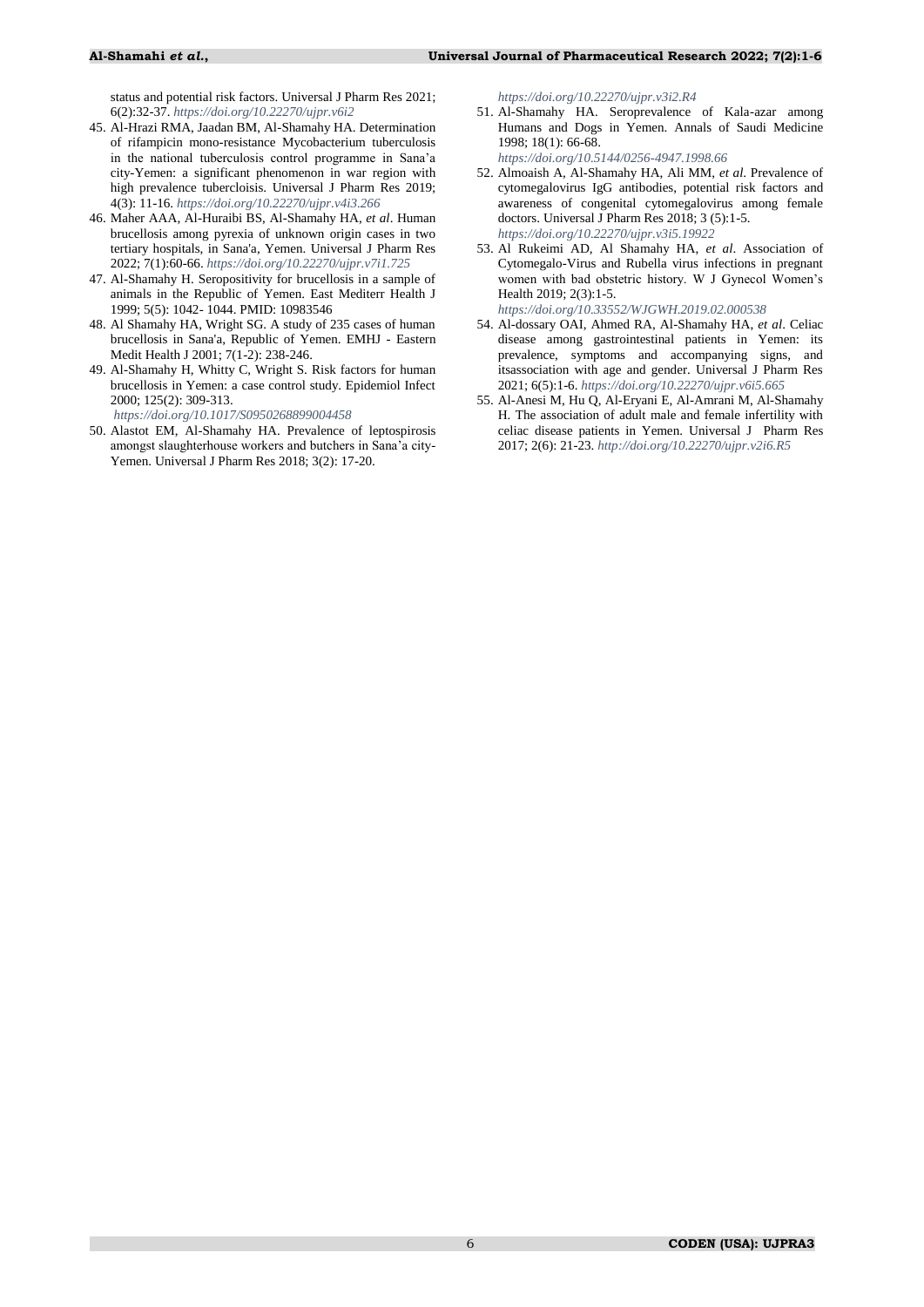status and potential risk factors. Universal J Pharm Res 2021; 6(2):32-37. *https://doi.org/10.22270/ujpr.v6i2*

45. Al-Hrazi RMA, Jaadan BM, Al-Shamahy HA. Determination of rifampicin mono-resistance Mycobacterium tuberculosis in the national tuberculosis control programme in Sana'a city-Yemen: a significant phenomenon in war region with high prevalence tubercloisis. Universal J Pharm Res 2019; 4(3): 11-16. *https://doi.org/10.22270/ujpr.v4i3.266*
46. Maher AAA, Al-Huraibi BS, Al-Shamahy HA, *et al*. Human brucellosis among pyrexia of unknown origin cases in two tertiary hospitals, in Sana'a, Yemen. Universal J Pharm Res 2022; 7(1):60-66. *https://doi.org/10.22270/ujpr.v7i1.725*
47. Al-Shamahy H. Seropositivity for brucellosis in a sample of animals in the Republic of Yemen. East Mediterr Health J 1999; 5(5): 1042- 1044. PMID: 10983546
48. Al Shamahy HA, Wright SG. A study of 235 cases of human brucellosis in Sana'a, Republic of Yemen. EMHJ - Eastern Medit Health J 2001; 7(1-2): 238-246.
49. Al-Shamahy H, Whitty C, Wright S. Risk factors for human brucellosis in Yemen: a case control study. Epidemiol Infect 2000; 125(2): 309-313. *https://doi.org/10.1017/S0950268899004458*
50. Alastot EM, Al-Shamahy HA. Prevalence of leptospirosis amongst slaughterhouse workers and butchers in Sana'a city-Yemen. Universal J Pharm Res 2018; 3(2): 17-20. *https://doi.org/10.22270/ujpr.v3i2.R4*
51. Al-Shamahy HA. Seroprevalence of Kala-azar among Humans and Dogs in Yemen. Annals of Saudi Medicine 1998; 18(1): 66-68. *https://doi.org/10.5144/0256-4947.1998.66*
52. Almoaish A, Al-Shamahy HA, Ali MM, *et al*. Prevalence of cytomegalovirus IgG antibodies, potential risk factors and awareness of congenital cytomegalovirus among female doctors. Universal J Pharm Res 2018; 3 (5):1-5. *https://doi.org/10.22270/ujpr.v3i5.19922*
53. Al Rukeimi AD, Al Shamahy HA, *et al*. Association of Cytomegalo-Virus and Rubella virus infections in pregnant women with bad obstetric history. W J Gynecol Women's Health 2019; 2(3):1-5. *https://doi.org/10.33552/WJGWH.2019.02.000538*
54. Al-dossary OAI, Ahmed RA, Al-Shamahy HA, *et al*. Celiac disease among gastrointestinal patients in Yemen: its prevalence, symptoms and accompanying signs, and itsassociation with age and gender. Universal J Pharm Res 2021; 6(5):1-6. *https://doi.org/10.22270/ujpr.v6i5.665*
55. Al-Anesi M, Hu Q, Al-Eryani E, Al-Amrani M, Al-Shamahy H. The association of adult male and female infertility with celiac disease patients in Yemen. Universal J Pharm Res 2017; 2(6): 21-23. *http://doi.org/10.22270/ujpr.v2i6.R5*